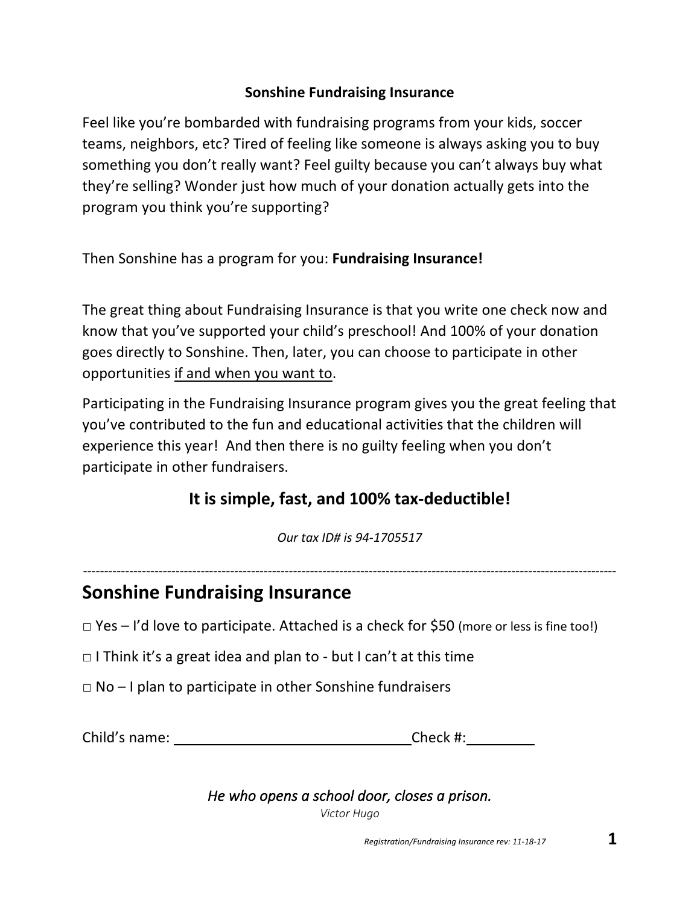**Sonshine Fundraising Insurance**

Feel like you're bombarded with fundraising programs from your kids, soccer teams, neighbors, etc? Tired of feeling like someone is always asking you to buy something you don't really want? Feel guilty because you can't always buy what they're selling? Wonder just how much of your donation actually gets into the program you think you're supporting?

Then Sonshine has a program for you: **Fundraising Insurance!**

The great thing about Fundraising Insurance is that you write one check now and know that you've supported your child's preschool! And 100% of your donation goes directly to Sonshine. Then, later, you can choose to participate in other opportunities <u>if and when you want to</u>.

Participating in the Fundraising Insurance program gives you the great feeling that you've contributed to the fun and educational activities that the children will experience this year! And then there is no guilty feeling when you don't participate in other fundraisers.

## It is simple, fast, and 100% tax-deductible!

*Our tax ID# is 94-1705517*

---

# Sonshine Fundraising Insurance

□ Yes – I'd love to participate. Attached is a check for $50 (more or less is fine too!)

□ I Think it's a great idea and plan to - but I can't at this time

□ No – I plan to participate in other Sonshine fundraisers

Child's name: ______________________________ Check #: __________

*He who opens a school door, closes a prison.*

*Victor Hugo*

*Registration/Fundraising Insurance rev: 11-18-17*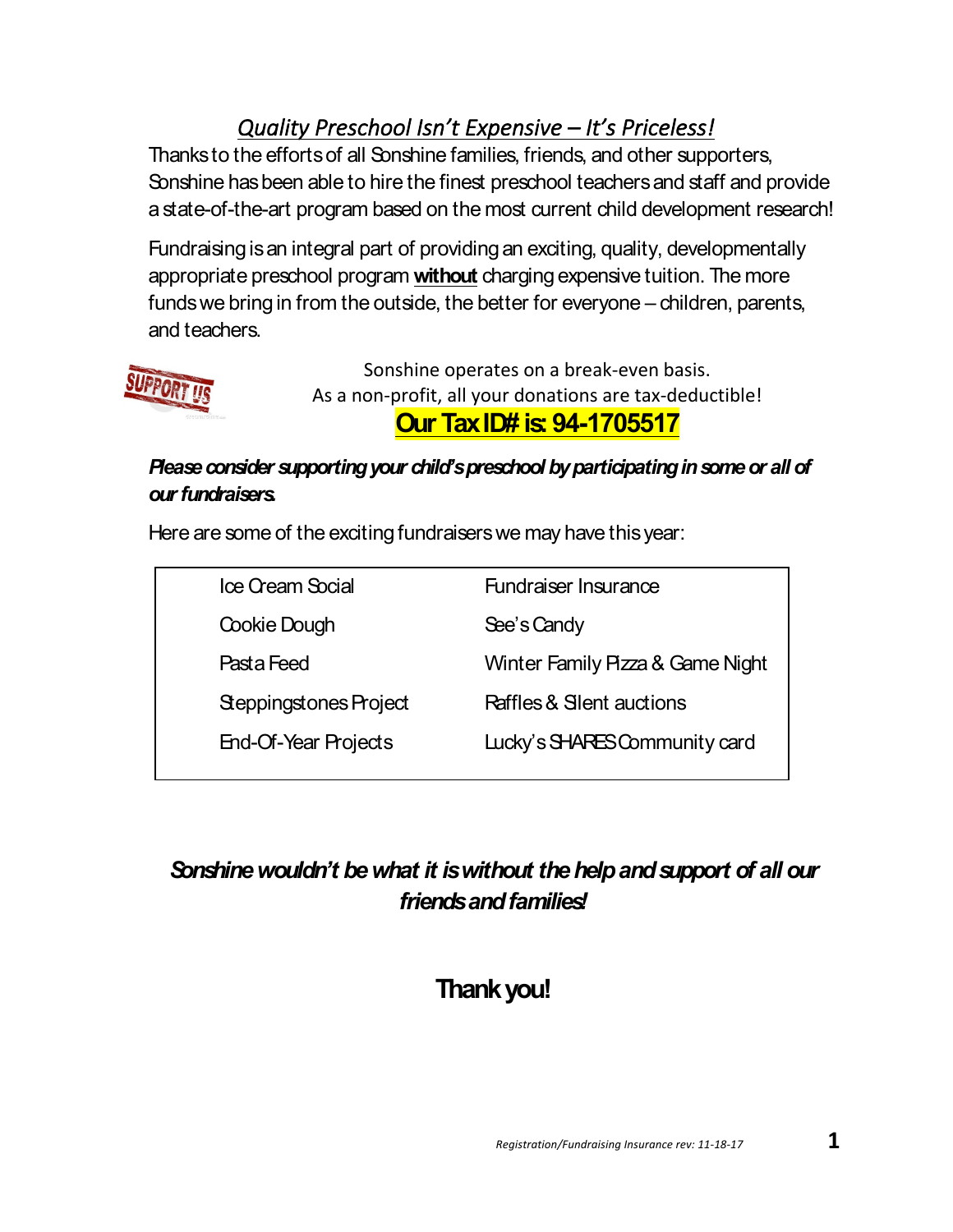## *Quality Preschool Isn't Expensive – It's Priceless!*

Thanks to the efforts of all Sonshine families, friends, and other supporters, Sonshine has been able to hire the finest preschool teachers and staff and provide a state-of-the-art program based on the most current child development research!

Fundraising is an integral part of providing an exciting, quality, developmentally appropriate preschool program **without** charging expensive tuition. The more funds we bring in from the outside, the better for everyone – children, parents, and teachers.

Sonshine operates on a break-even basis.
As a non-profit, all your donations are tax-deductible!
**Our Tax ID# is: 94-1705517**

***Please consider supporting your child's preschool by participating in some or all of our fundraisers.***

Here are some of the exciting fundraisers we may have this year:

| | |
|---|---|
| Ice Cream Social | Fundraiser Insurance |
| Cookie Dough | See's Candy |
| Pasta Feed | Winter Family Pizza & Game Night |
| Steppingstones Project | Raffles & Silent auctions |
| End-Of-Year Projects | Lucky's SHARES Community card |

***Sonshine wouldn't be what it is without the help and support of all our friends and families!***

## **Thank you!**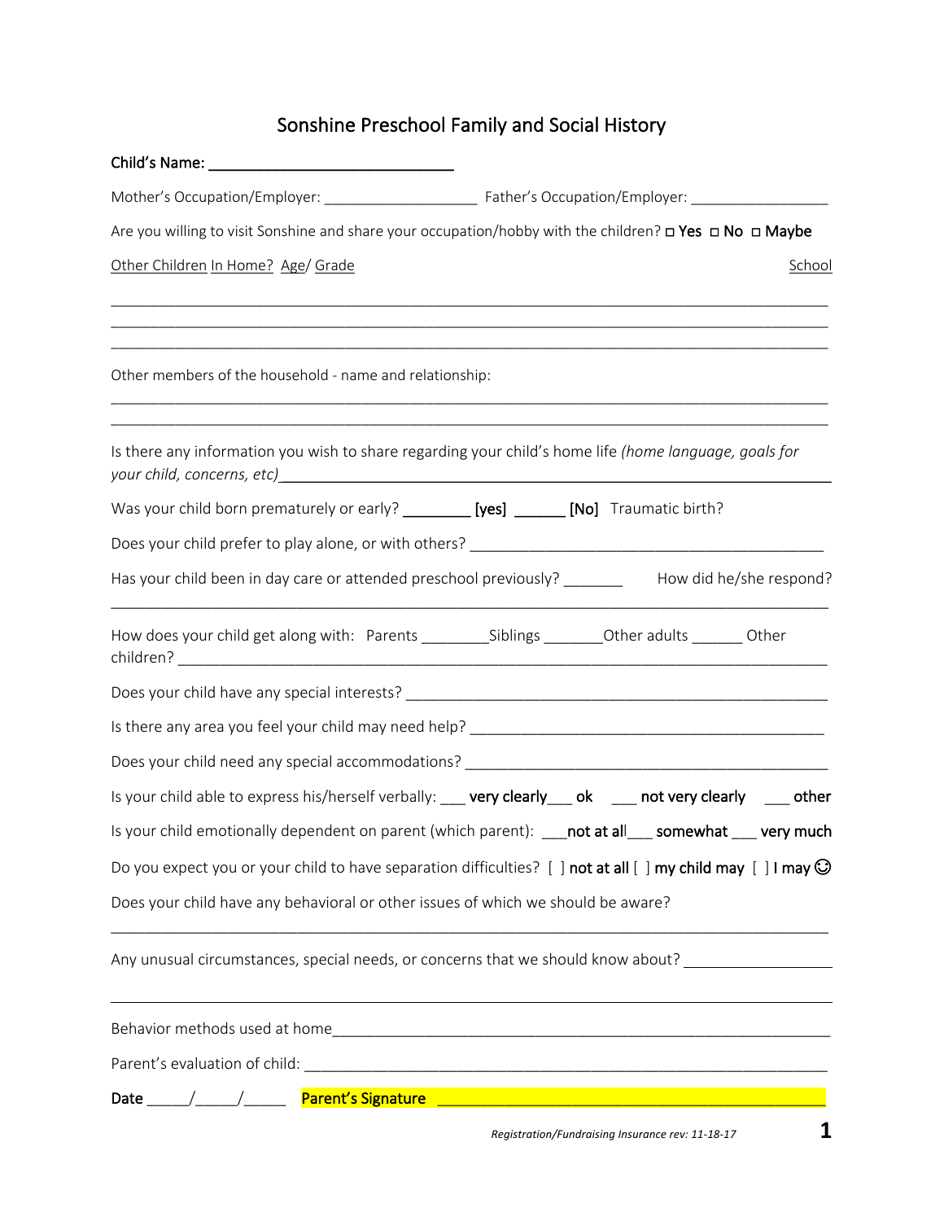# Sonshine Preschool Family and Social History

**Child's Name: ____________________________**

Mother's Occupation/Employer: ___________________ Father's Occupation/Employer: _________________

Are you willing to visit Sonshine and share your occupation/hobby with the children? □ Yes □ No □ Maybe

Other Children In Home? Age/ Grade School

_______________________________________________________________________________

_______________________________________________________________________________

_______________________________________________________________________________

Other members of the household - name and relationship:

_______________________________________________________________________________

_______________________________________________________________________________

Is there any information you wish to share regarding your child's home life *(home language, goals for your child, concerns, etc)*_______________________________________________

Was your child born prematurely or early? ________ **[yes]** ______ **[No]** Traumatic birth?

Does your child prefer to play alone, or with others? ___________________________________________

Has your child been in day care or attended preschool previously? _______ How did he/she respond?

_______________________________________________________________________________

How does your child get along with: Parents ________Siblings _______Other adults ______ Other children? ________________________________________________________________________

Does your child have any special interests? _________________________________________________

Is there any area you feel your child may need help? __________________________________________

Does your child need any special accommodations? ___________________________________________

Is your child able to express his/herself verbally: ___ **very clearly**___ **ok** ___ **not very clearly** ___ **other**

Is your child emotionally dependent on parent (which parent): ___**not at all**___ **somewhat** ___ **very much**

Do you expect you or your child to have separation difficulties? [ ] **not at all** [ ] **my child may** [ ] **I may** ☺

Does your child have any behavioral or other issues of which we should be aware?

_______________________________________________________________________________

Any unusual circumstances, special needs, or concerns that we should know about? _________________

_______________________________________________________________________________

Behavior methods used at home___________________________________________________________

Parent's evaluation of child: _____________________________________________________________

**Date** _____/_____/_____ **Parent's Signature** _____________________________________________

*Registration/Fundraising Insurance rev: 11-18-17*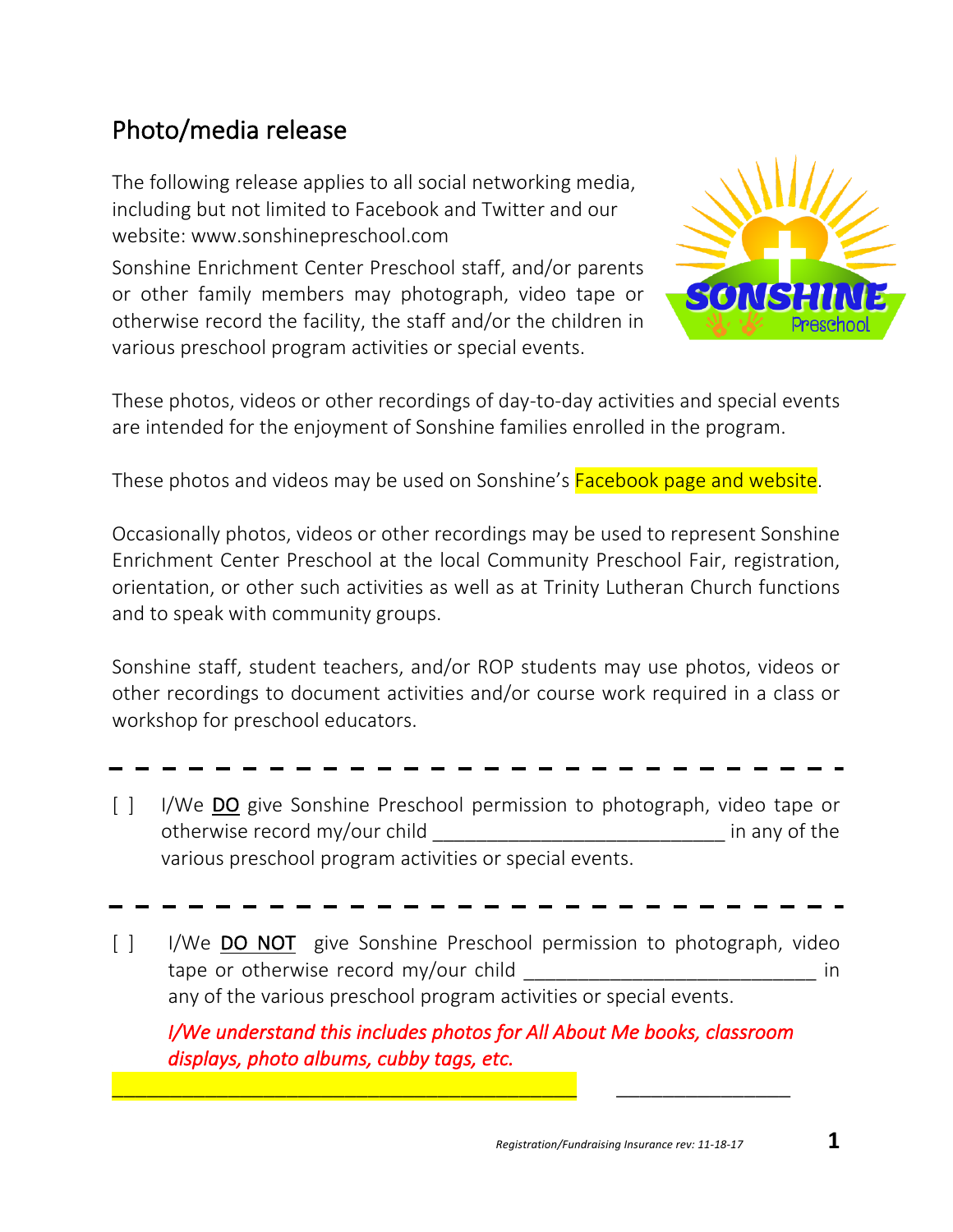## Photo/media release

The following release applies to all social networking media, including but not limited to Facebook and Twitter and our website: www.sonshinepreschool.com

Sonshine Enrichment Center Preschool staff, and/or parents or other family members may photograph, video tape or otherwise record the facility, the staff and/or the children in various preschool program activities or special events.

These photos, videos or other recordings of day-to-day activities and special events are intended for the enjoyment of Sonshine families enrolled in the program.

These photos and videos may be used on Sonshine's Facebook page and website.

Occasionally photos, videos or other recordings may be used to represent Sonshine Enrichment Center Preschool at the local Community Preschool Fair, registration, orientation, or other such activities as well as at Trinity Lutheran Church functions and to speak with community groups.

Sonshine staff, student teachers, and/or ROP students may use photos, videos or other recordings to document activities and/or course work required in a class or workshop for preschool educators.

---

[ ] I/We DO give Sonshine Preschool permission to photograph, video tape or otherwise record my/our child ___________________________ in any of the various preschool program activities or special events.

---

[ ] I/We DO NOT give Sonshine Preschool permission to photograph, video tape or otherwise record my/our child ___________________________ in any of the various preschool program activities or special events.

*I/We understand this includes photos for All About Me books, classroom displays, photo albums, cubby tags, etc.*

_____________________________________________ ________________

Registration/Fundraising Insurance rev: 11-18-17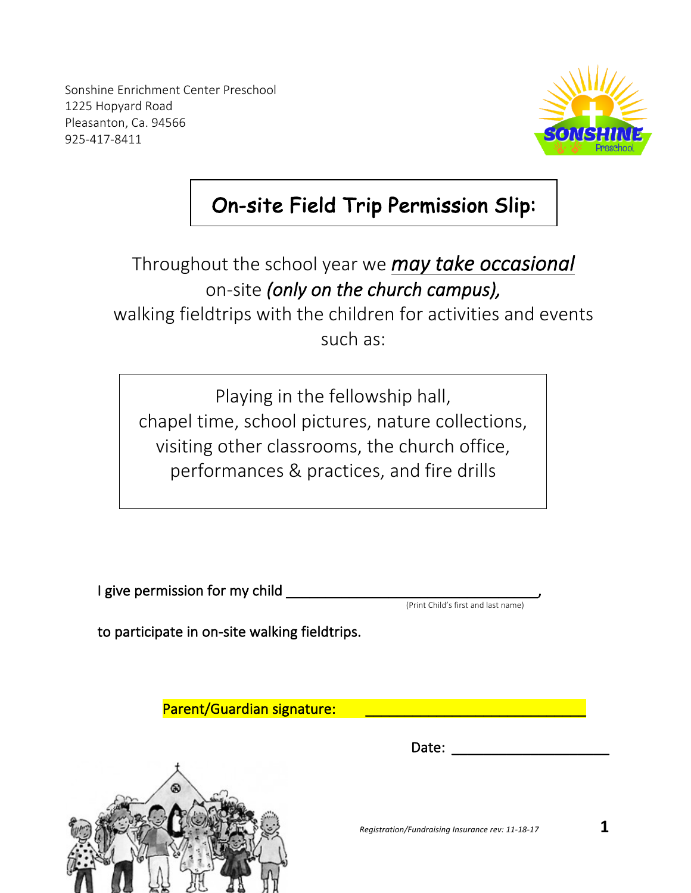Sonshine Enrichment Center Preschool
1225 Hopyard Road
Pleasanton, Ca. 94566
925-417-8411

# On-site Field Trip Permission Slip:

Throughout the school year we ***may take occasional***
on-site *(only on the church campus),*
walking fieldtrips with the children for activities and events such as:

Playing in the fellowship hall,
chapel time, school pictures, nature collections,
visiting other classrooms, the church office,
performances & practices, and fire drills

I give permission for my child ________________________________,
(Print Child's first and last name)

to participate in on-site walking fieldtrips.

Parent/Guardian signature: ____________________________

Date: ____________________

*Registration/Fundraising Insurance rev: 11-18-17*